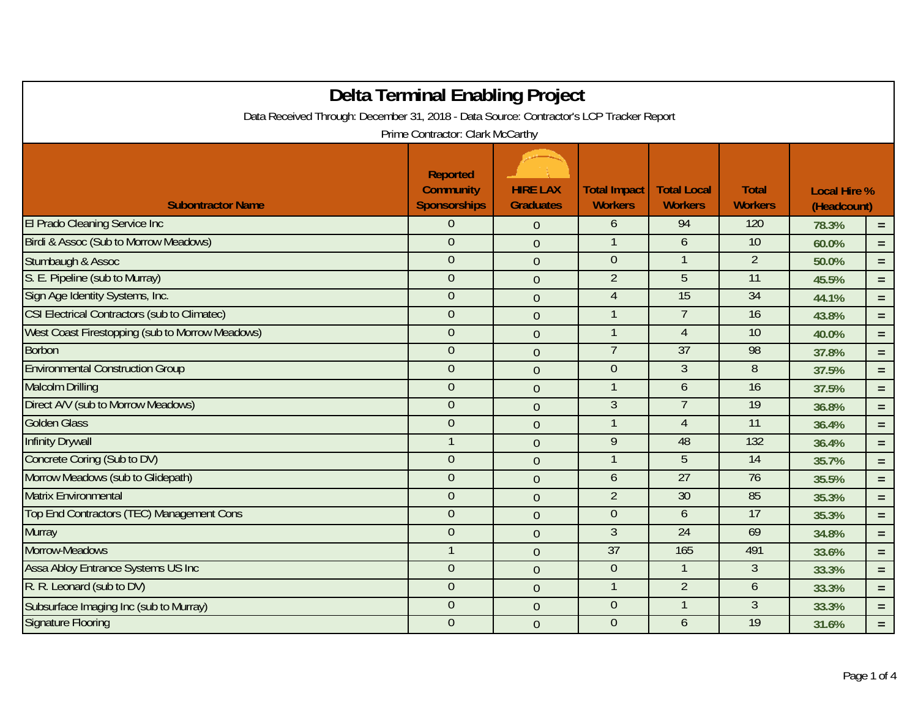# Delta Terminal Enabling Project

Data Received Through: December 31, 2018 - Data Source: Contractor's LCP Tracker Report

Prime Contractor: Clark McCarthy

| Subontractor Name | Reported Community Sponsorships | HIRE LAX Graduates | Total Impact Workers | Total Local Workers | Total Workers | Local Hire % (Headcount) | |
|---|---|---|---|---|---|---|---|
| El Prado Cleaning Service Inc | 0 | 0 | 6 | 94 | 120 | 78.3% | = |
| Birdi & Assoc (Sub to Morrow Meadows) | 0 | 0 | 1 | 6 | 10 | 60.0% | = |
| Stumbaugh & Assoc | 0 | 0 | 0 | 1 | 2 | 50.0% | = |
| S. E. Pipeline (sub to Murray) | 0 | 0 | 2 | 5 | 11 | 45.5% | = |
| Sign Age Identity Systems, Inc. | 0 | 0 | 4 | 15 | 34 | 44.1% | = |
| CSI Electrical Contractors (sub to Climatec) | 0 | 0 | 1 | 7 | 16 | 43.8% | = |
| West Coast Firestopping (sub to Morrow Meadows) | 0 | 0 | 1 | 4 | 10 | 40.0% | = |
| Borbon | 0 | 0 | 7 | 37 | 98 | 37.8% | = |
| Environmental Construction Group | 0 | 0 | 0 | 3 | 8 | 37.5% | = |
| Malcolm Drilling | 0 | 0 | 1 | 6 | 16 | 37.5% | = |
| Direct A/V (sub to Morrow Meadows) | 0 | 0 | 3 | 7 | 19 | 36.8% | = |
| Golden Glass | 0 | 0 | 1 | 4 | 11 | 36.4% | = |
| Infinity Drywall | 1 | 0 | 9 | 48 | 132 | 36.4% | = |
| Concrete Coring (Sub to DV) | 0 | 0 | 1 | 5 | 14 | 35.7% | = |
| Morrow Meadows (sub to Glidepath) | 0 | 0 | 6 | 27 | 76 | 35.5% | = |
| Matrix Environmental | 0 | 0 | 2 | 30 | 85 | 35.3% | = |
| Top End Contractors (TEC) Management Cons | 0 | 0 | 0 | 6 | 17 | 35.3% | = |
| Murray | 0 | 0 | 3 | 24 | 69 | 34.8% | = |
| Morrow-Meadows | 1 | 0 | 37 | 165 | 491 | 33.6% | = |
| Assa Abloy Entrance Systems US Inc | 0 | 0 | 0 | 1 | 3 | 33.3% | = |
| R. R. Leonard (sub to DV) | 0 | 0 | 1 | 2 | 6 | 33.3% | = |
| Subsurface Imaging Inc (sub to Murray) | 0 | 0 | 0 | 1 | 3 | 33.3% | = |
| Signature Flooring | 0 | 0 | 0 | 6 | 19 | 31.6% | = |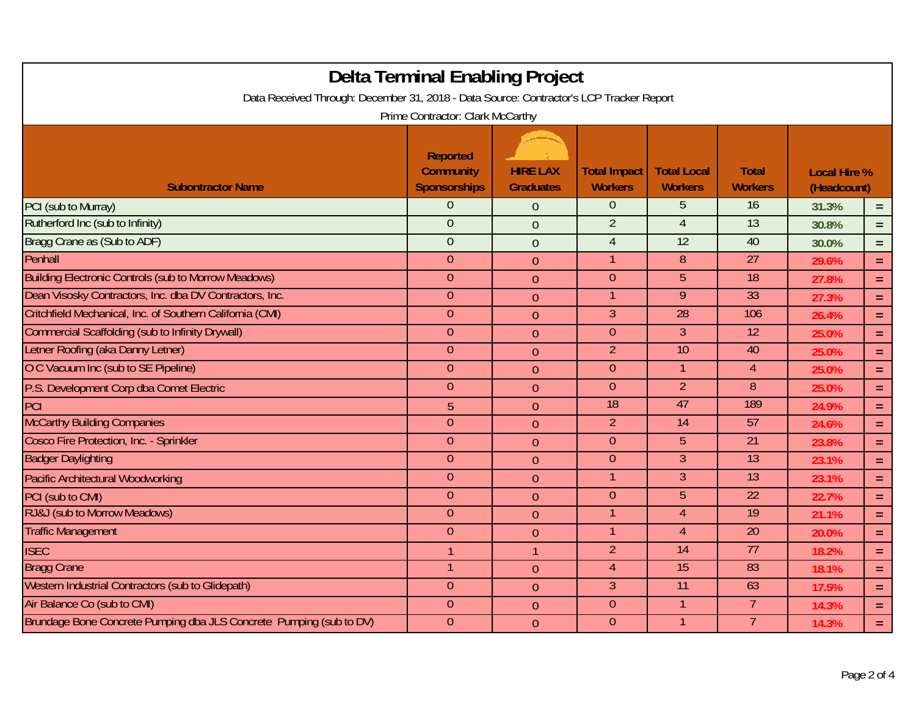# Delta Terminal Enabling Project

Data Received Through: December 31, 2018 - Data Source: Contractor's LCP Tracker Report

Prime Contractor: Clark McCarthy

| Subontractor Name | Reported Community Sponsorships | HIRE LAX Graduates | Total Impact Workers | Total Local Workers | Total Workers | Local Hire % (Headcount) | |
|---|---|---|---|---|---|---|---|
| PCI (sub to Murray) | 0 | 0 | 0 | 5 | 16 | 31.3% | = |
| Rutherford Inc (sub to Infinity) | 0 | 0 | 2 | 4 | 13 | 30.8% | = |
| Bragg Crane as (Sub to ADF) | 0 | 0 | 4 | 12 | 40 | 30.0% | = |
| Penhall | 0 | 0 | 1 | 8 | 27 | 29.6% | = |
| Building Electronic Controls (sub to Morrow Meadows) | 0 | 0 | 0 | 5 | 18 | 27.8% | = |
| Dean Visosky Contractors, Inc. dba DV Contractors, Inc. | 0 | 0 | 1 | 9 | 33 | 27.3% | = |
| Critchfield Mechanical, Inc. of Southern California (CMI) | 0 | 0 | 3 | 28 | 106 | 26.4% | = |
| Commercial Scaffolding (sub to Infinity Drywall) | 0 | 0 | 0 | 3 | 12 | 25.0% | = |
| Letner Roofing (aka Danny Letner) | 0 | 0 | 2 | 10 | 40 | 25.0% | = |
| O C Vacuum Inc (sub to SE Pipeline) | 0 | 0 | 0 | 1 | 4 | 25.0% | = |
| P.S. Development Corp dba Comet Electric | 0 | 0 | 0 | 2 | 8 | 25.0% | = |
| PCI | 5 | 0 | 18 | 47 | 189 | 24.9% | = |
| McCarthy Building Companies | 0 | 0 | 2 | 14 | 57 | 24.6% | = |
| Cosco Fire Protection, Inc. - Sprinkler | 0 | 0 | 0 | 5 | 21 | 23.8% | = |
| Badger Daylighting | 0 | 0 | 0 | 3 | 13 | 23.1% | = |
| Pacific Architectural Woodworking | 0 | 0 | 1 | 3 | 13 | 23.1% | = |
| PCI (sub to CMI) | 0 | 0 | 0 | 5 | 22 | 22.7% | = |
| RJ&J (sub to Morrow Meadows) | 0 | 0 | 1 | 4 | 19 | 21.1% | = |
| Traffic Management | 0 | 0 | 1 | 4 | 20 | 20.0% | = |
| ISEC | 1 | 1 | 2 | 14 | 77 | 18.2% | = |
| Bragg Crane | 1 | 0 | 4 | 15 | 83 | 18.1% | = |
| Western Industrial Contractors (sub to Glidepath) | 0 | 0 | 3 | 11 | 63 | 17.5% | = |
| Air Balance Co (sub to CMI) | 0 | 0 | 0 | 1 | 7 | 14.3% | = |
| Brundage Bone Concrete Pumping dba JLS Concrete Pumping (sub to DV) | 0 | 0 | 0 | 1 | 7 | 14.3% | = |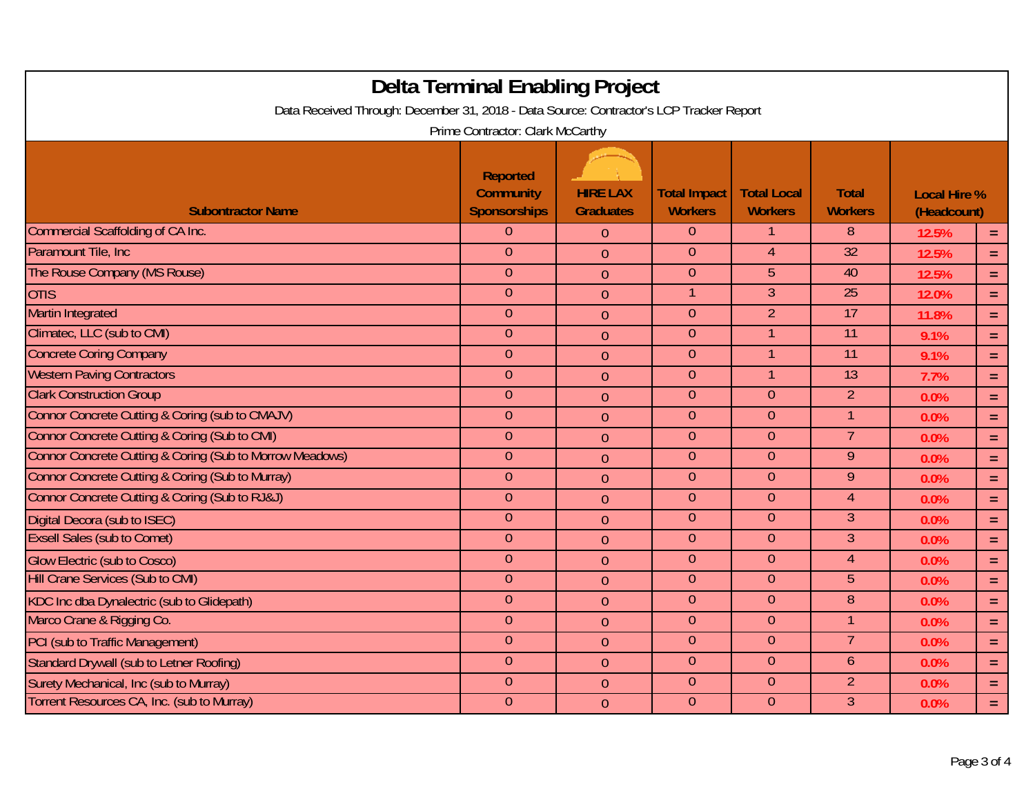# Delta Terminal Enabling Project

Data Received Through: December 31, 2018 - Data Source: Contractor's LCP Tracker Report

Prime Contractor: Clark McCarthy

| Subontractor Name | Reported Community Sponsorships | HIRE LAX Graduates | Total Impact Workers | Total Local Workers | Total Workers | Local Hire % (Headcount) | |
|---|---|---|---|---|---|---|---|
| Commercial Scaffolding of CA Inc. | 0 | 0 | 0 | 1 | 8 | 12.5% | = |
| Paramount Tile, Inc | 0 | 0 | 0 | 4 | 32 | 12.5% | = |
| The Rouse Company (MS Rouse) | 0 | 0 | 0 | 5 | 40 | 12.5% | = |
| OTIS | 0 | 0 | 1 | 3 | 25 | 12.0% | = |
| Martin Integrated | 0 | 0 | 0 | 2 | 17 | 11.8% | = |
| Climatec, LLC (sub to CMI) | 0 | 0 | 0 | 1 | 11 | 9.1% | = |
| Concrete Coring Company | 0 | 0 | 0 | 1 | 11 | 9.1% | = |
| Western Paving Contractors | 0 | 0 | 0 | 1 | 13 | 7.7% | = |
| Clark Construction Group | 0 | 0 | 0 | 0 | 2 | 0.0% | = |
| Connor Concrete Cutting & Coring (sub to CMAJV) | 0 | 0 | 0 | 0 | 1 | 0.0% | = |
| Connor Concrete Cutting & Coring (Sub to CMI) | 0 | 0 | 0 | 0 | 7 | 0.0% | = |
| Connor Concrete Cutting & Coring (Sub to Morrow Meadows) | 0 | 0 | 0 | 0 | 9 | 0.0% | = |
| Connor Concrete Cutting & Coring (Sub to Murray) | 0 | 0 | 0 | 0 | 9 | 0.0% | = |
| Connor Concrete Cutting & Coring (Sub to RJ&J) | 0 | 0 | 0 | 0 | 4 | 0.0% | = |
| Digital Decora (sub to ISEC) | 0 | 0 | 0 | 0 | 3 | 0.0% | = |
| Exsell Sales (sub to Comet) | 0 | 0 | 0 | 0 | 3 | 0.0% | = |
| Glow Electric (sub to Cosco) | 0 | 0 | 0 | 0 | 4 | 0.0% | = |
| Hill Crane Services (Sub to CMI) | 0 | 0 | 0 | 0 | 5 | 0.0% | = |
| KDC Inc dba Dynalectric (sub to Glidepath) | 0 | 0 | 0 | 0 | 8 | 0.0% | = |
| Marco Crane & Rigging Co. | 0 | 0 | 0 | 0 | 1 | 0.0% | = |
| PCI (sub to Traffic Management) | 0 | 0 | 0 | 0 | 7 | 0.0% | = |
| Standard Drywall (sub to Letner Roofing) | 0 | 0 | 0 | 0 | 6 | 0.0% | = |
| Surety Mechanical, Inc (sub to Murray) | 0 | 0 | 0 | 0 | 2 | 0.0% | = |
| Torrent Resources CA, Inc. (sub to Murray) | 0 | 0 | 0 | 0 | 3 | 0.0% | = |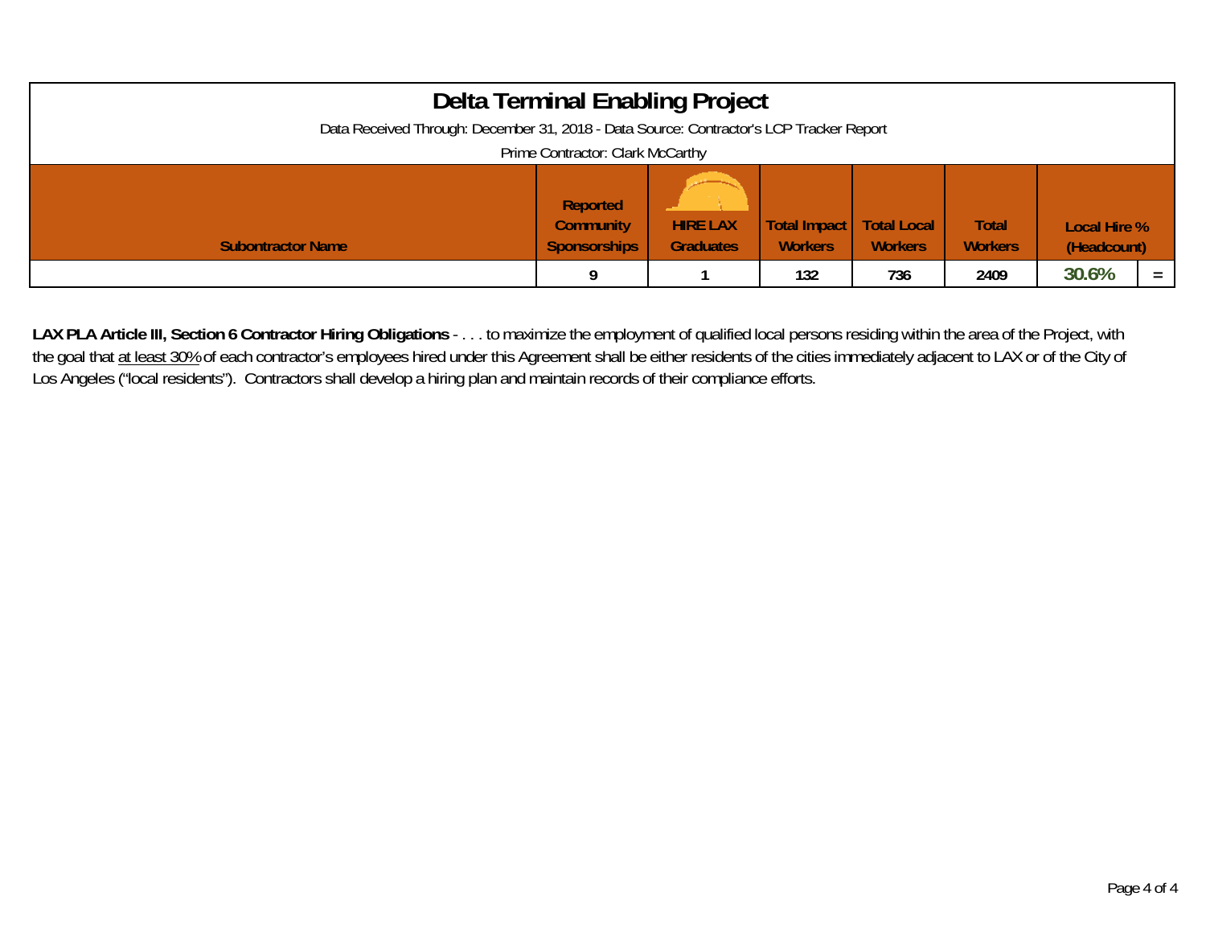# Delta Terminal Enabling Project

Data Received Through: December 31, 2018 - Data Source: Contractor's LCP Tracker Report

Prime Contractor: Clark McCarthy

| Subontractor Name | Reported Community Sponsorships | HIRE LAX Graduates | Total Impact Workers | Total Local Workers | Total Workers | Local Hire % (Headcount) | |
|---|---|---|---|---|---|---|---|
| | 9 | 1 | 132 | 736 | 2409 | 30.6% | = |

**LAX PLA Article III, Section 6 Contractor Hiring Obligations** - . . . to maximize the employment of qualified local persons residing within the area of the Project, with the goal that at least 30% of each contractor's employees hired under this Agreement shall be either residents of the cities immediately adjacent to LAX or of the City of Los Angeles ("local residents"). Contractors shall develop a hiring plan and maintain records of their compliance efforts.